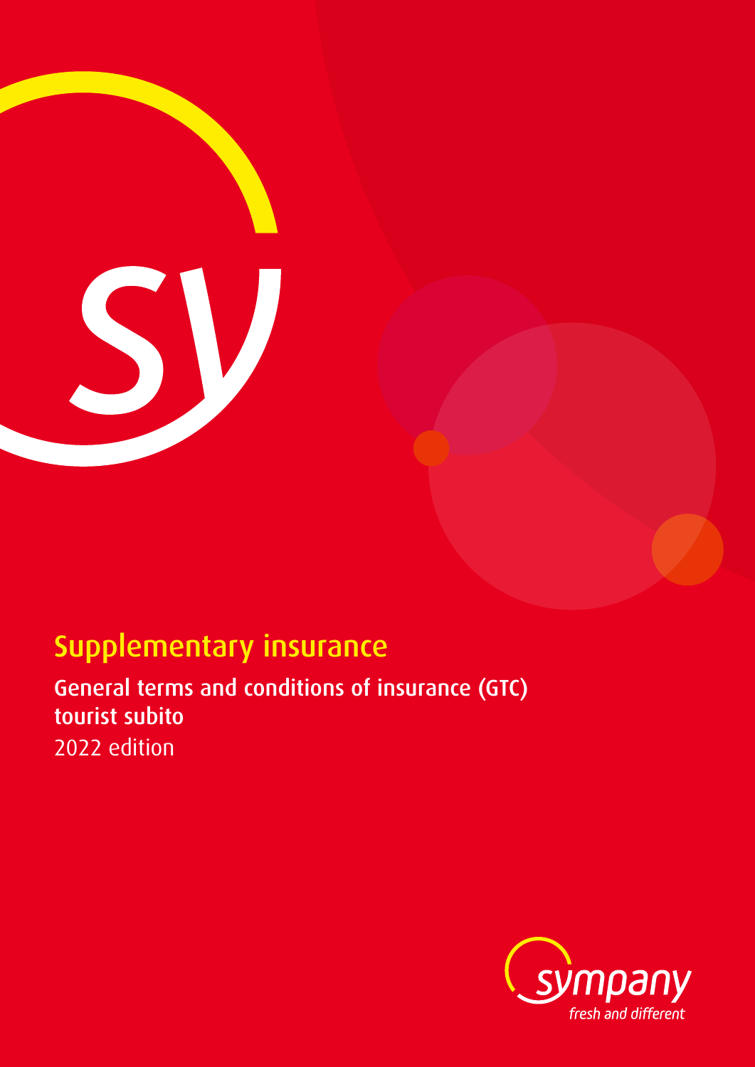# Supplementary insurance

## General terms and conditions of insurance (GTC) tourist subito

2022 edition

sympany
fresh and different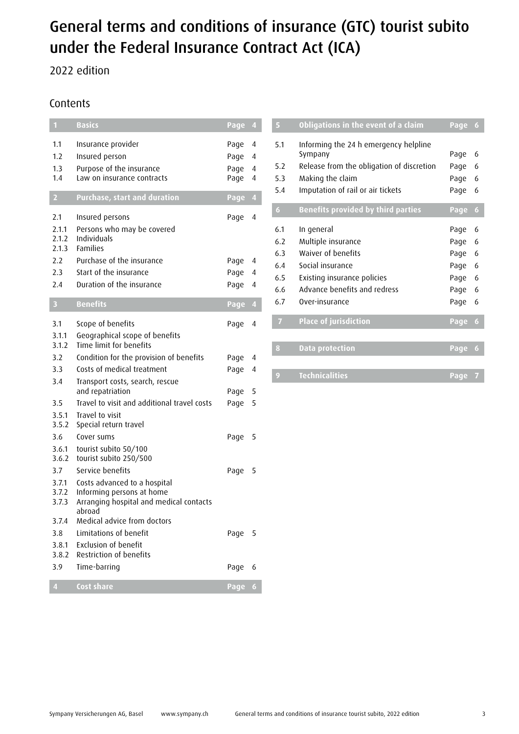# General terms and conditions of insurance (GTC) tourist subito under the Federal Insurance Contract Act (ICA)

2022 edition

## Contents

| | | | |
|---|---|---|---|
| **1** | **Basics** | **Page** | **4** |
| 1.1 | Insurance provider | Page | 4 |
| 1.2 | Insured person | Page | 4 |
| 1.3 | Purpose of the insurance | Page | 4 |
| 1.4 | Law on insurance contracts | Page | 4 |
| **2** | **Purchase, start and duration** | **Page** | **4** |
| 2.1 | Insured persons | Page | 4 |
| 2.1.1 | Persons who may be covered | | |
| 2.1.2 | Individuals | | |
| 2.1.3 | Families | | |
| 2.2 | Purchase of the insurance | Page | 4 |
| 2.3 | Start of the insurance | Page | 4 |
| 2.4 | Duration of the insurance | Page | 4 |
| **3** | **Benefits** | **Page** | **4** |
| 3.1 | Scope of benefits | Page | 4 |
| 3.1.1 | Geographical scope of benefits | | |
| 3.1.2 | Time limit for benefits | | |
| 3.2 | Condition for the provision of benefits | Page | 4 |
| 3.3 | Costs of medical treatment | Page | 4 |
| 3.4 | Transport costs, search, rescue and repatriation | Page | 5 |
| 3.5 | Travel to visit and additional travel costs | Page | 5 |
| 3.5.1 | Travel to visit | | |
| 3.5.2 | Special return travel | | |
| 3.6 | Cover sums | Page | 5 |
| 3.6.1 | tourist subito 50/100 | | |
| 3.6.2 | tourist subito 250/500 | | |
| 3.7 | Service benefits | Page | 5 |
| 3.7.1 | Costs advanced to a hospital | | |
| 3.7.2 | Informing persons at home | | |
| 3.7.3 | Arranging hospital and medical contacts abroad | | |
| 3.7.4 | Medical advice from doctors | | |
| 3.8 | Limitations of benefit | Page | 5 |
| 3.8.1 | Exclusion of benefit | | |
| 3.8.2 | Restriction of benefits | | |
| 3.9 | Time-barring | Page | 6 |
| **4** | **Cost share** | **Page** | **6** |
| **5** | **Obligations in the event of a claim** | **Page** | **6** |
| 5.1 | Informing the 24 h emergency helpline Sympany | Page | 6 |
| 5.2 | Release from the obligation of discretion | Page | 6 |
| 5.3 | Making the claim | Page | 6 |
| 5.4 | Imputation of rail or air tickets | Page | 6 |
| **6** | **Benefits provided by third parties** | **Page** | **6** |
| 6.1 | In general | Page | 6 |
| 6.2 | Multiple insurance | Page | 6 |
| 6.3 | Waiver of benefits | Page | 6 |
| 6.4 | Social insurance | Page | 6 |
| 6.5 | Existing insurance policies | Page | 6 |
| 6.6 | Advance benefits and redress | Page | 6 |
| 6.7 | Over-insurance | Page | 6 |
| **7** | **Place of jurisdiction** | **Page** | **6** |
| **8** | **Data protection** | **Page** | **6** |
| **9** | **Technicalities** | **Page** | **7** |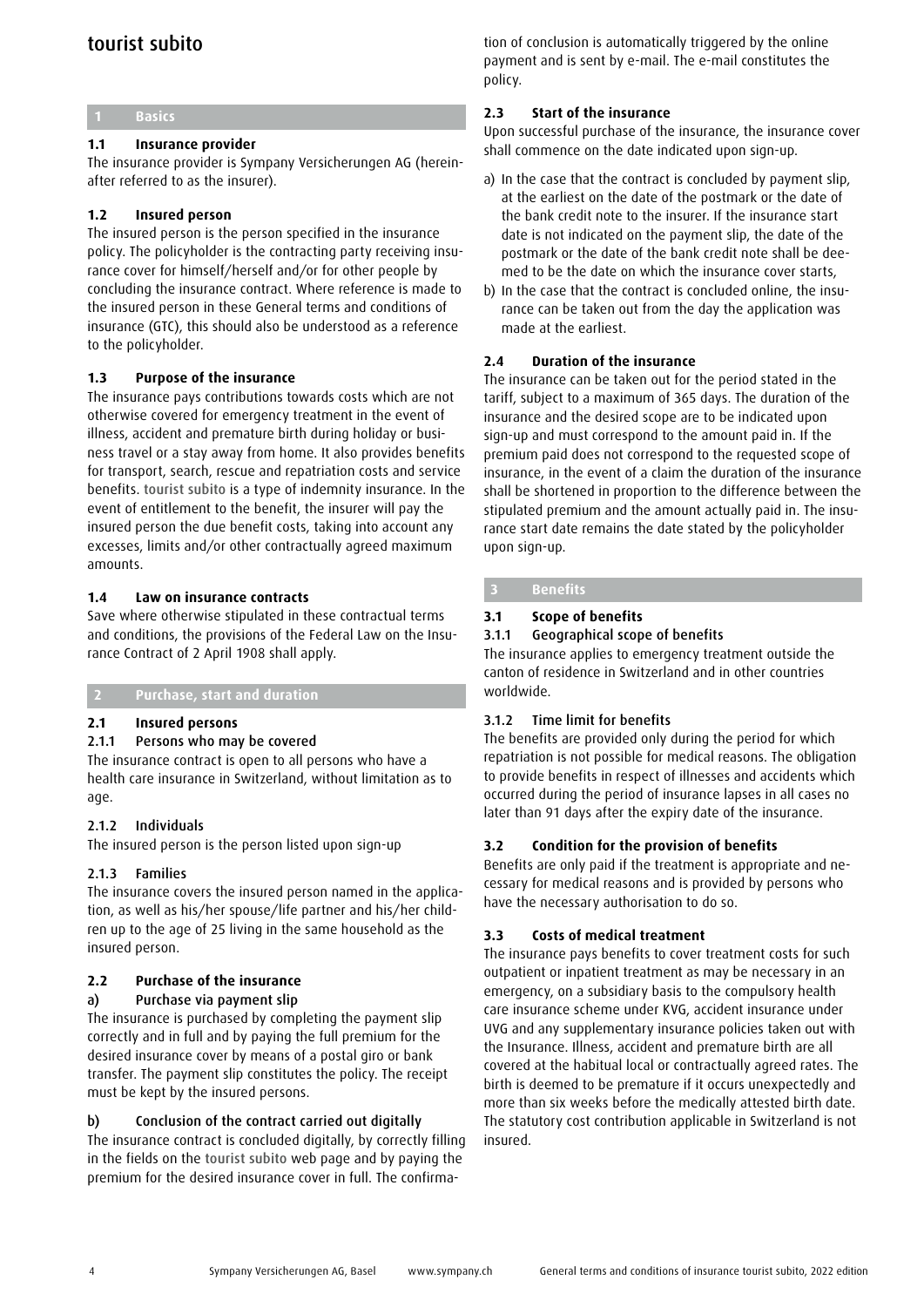# tourist subito

## 1 Basics

### 1.1 Insurance provider

The insurance provider is Sympany Versicherungen AG (hereinafter referred to as the insurer).

### 1.2 Insured person

The insured person is the person specified in the insurance policy. The policyholder is the contracting party receiving insurance cover for himself/herself and/or for other people by concluding the insurance contract. Where reference is made to the insured person in these General terms and conditions of insurance (GTC), this should also be understood as a reference to the policyholder.

### 1.3 Purpose of the insurance

The insurance pays contributions towards costs which are not otherwise covered for emergency treatment in the event of illness, accident and premature birth during holiday or business travel or a stay away from home. It also provides benefits for transport, search, rescue and repatriation costs and service benefits. tourist subito is a type of indemnity insurance. In the event of entitlement to the benefit, the insurer will pay the insured person the due benefit costs, taking into account any excesses, limits and/or other contractually agreed maximum amounts.

### 1.4 Law on insurance contracts

Save where otherwise stipulated in these contractual terms and conditions, the provisions of the Federal Law on the Insurance Contract of 2 April 1908 shall apply.

## 2 Purchase, start and duration

### 2.1 Insured persons

#### 2.1.1 Persons who may be covered

The insurance contract is open to all persons who have a health care insurance in Switzerland, without limitation as to age.

#### 2.1.2 Individuals

The insured person is the person listed upon sign-up

#### 2.1.3 Families

The insurance covers the insured person named in the application, as well as his/her spouse/life partner and his/her children up to the age of 25 living in the same household as the insured person.

### 2.2 Purchase of the insurance

#### a) Purchase via payment slip

The insurance is purchased by completing the payment slip correctly and in full and by paying the full premium for the desired insurance cover by means of a postal giro or bank transfer. The payment slip constitutes the policy. The receipt must be kept by the insured persons.

#### b) Conclusion of the contract carried out digitally

The insurance contract is concluded digitally, by correctly filling in the fields on the tourist subito web page and by paying the premium for the desired insurance cover in full. The confirmation of conclusion is automatically triggered by the online payment and is sent by e-mail. The e-mail constitutes the policy.

### 2.3 Start of the insurance

Upon successful purchase of the insurance, the insurance cover shall commence on the date indicated upon sign-up.

a) In the case that the contract is concluded by payment slip, at the earliest on the date of the postmark or the date of the bank credit note to the insurer. If the insurance start date is not indicated on the payment slip, the date of the postmark or the date of the bank credit note shall be deemed to be the date on which the insurance cover starts,
b) In the case that the contract is concluded online, the insurance can be taken out from the day the application was made at the earliest.

### 2.4 Duration of the insurance

The insurance can be taken out for the period stated in the tariff, subject to a maximum of 365 days. The duration of the insurance and the desired scope are to be indicated upon sign-up and must correspond to the amount paid in. If the premium paid does not correspond to the requested scope of insurance, in the event of a claim the duration of the insurance shall be shortened in proportion to the difference between the stipulated premium and the amount actually paid in. The insurance start date remains the date stated by the policyholder upon sign-up.

## 3 Benefits

### 3.1 Scope of benefits

#### 3.1.1 Geographical scope of benefits

The insurance applies to emergency treatment outside the canton of residence in Switzerland and in other countries worldwide.

#### 3.1.2 Time limit for benefits

The benefits are provided only during the period for which repatriation is not possible for medical reasons. The obligation to provide benefits in respect of illnesses and accidents which occurred during the period of insurance lapses in all cases no later than 91 days after the expiry date of the insurance.

### 3.2 Condition for the provision of benefits

Benefits are only paid if the treatment is appropriate and necessary for medical reasons and is provided by persons who have the necessary authorisation to do so.

### 3.3 Costs of medical treatment

The insurance pays benefits to cover treatment costs for such outpatient or inpatient treatment as may be necessary in an emergency, on a subsidiary basis to the compulsory health care insurance scheme under KVG, accident insurance under UVG and any supplementary insurance policies taken out with the Insurance. Illness, accident and premature birth are all covered at the habitual local or contractually agreed rates. The birth is deemed to be premature if it occurs unexpectedly and more than six weeks before the medically attested birth date. The statutory cost contribution applicable in Switzerland is not insured.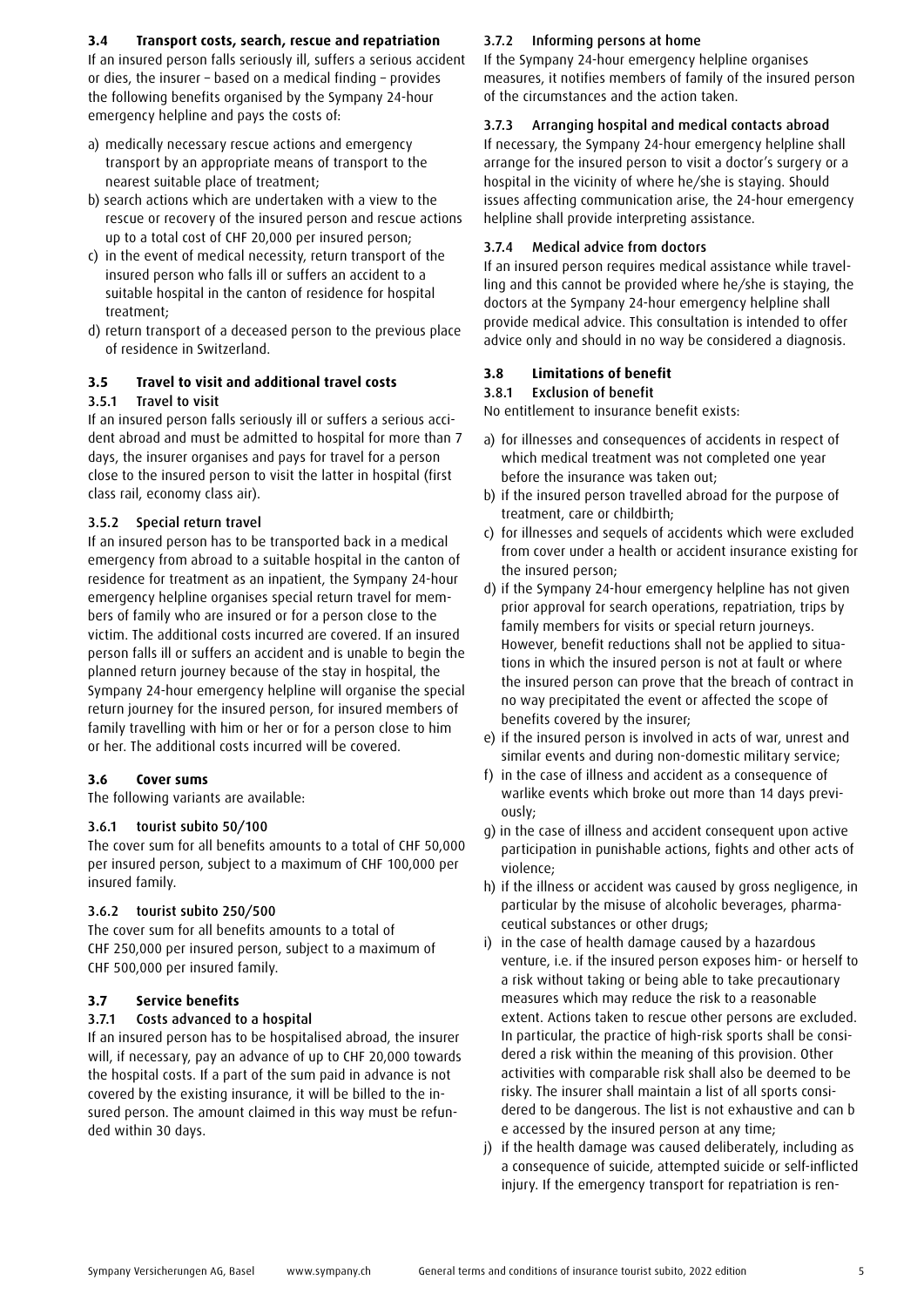### 3.4 Transport costs, search, rescue and repatriation

If an insured person falls seriously ill, suffers a serious accident or dies, the insurer – based on a medical finding – provides the following benefits organised by the Sympany 24-hour emergency helpline and pays the costs of:

a) medically necessary rescue actions and emergency transport by an appropriate means of transport to the nearest suitable place of treatment;
b) search actions which are undertaken with a view to the rescue or recovery of the insured person and rescue actions up to a total cost of CHF 20,000 per insured person;
c) in the event of medical necessity, return transport of the insured person who falls ill or suffers an accident to a suitable hospital in the canton of residence for hospital treatment;
d) return transport of a deceased person to the previous place of residence in Switzerland.

### 3.5 Travel to visit and additional travel costs

#### 3.5.1 Travel to visit

If an insured person falls seriously ill or suffers a serious accident abroad and must be admitted to hospital for more than 7 days, the insurer organises and pays for travel for a person close to the insured person to visit the latter in hospital (first class rail, economy class air).

#### 3.5.2 Special return travel

If an insured person has to be transported back in a medical emergency from abroad to a suitable hospital in the canton of residence for treatment as an inpatient, the Sympany 24-hour emergency helpline organises special return travel for members of family who are insured or for a person close to the victim. The additional costs incurred are covered. If an insured person falls ill or suffers an accident and is unable to begin the planned return journey because of the stay in hospital, the Sympany 24-hour emergency helpline will organise the special return journey for the insured person, for insured members of family travelling with him or her or for a person close to him or her. The additional costs incurred will be covered.

### 3.6 Cover sums

The following variants are available:

#### 3.6.1 tourist subito 50/100

The cover sum for all benefits amounts to a total of CHF 50,000 per insured person, subject to a maximum of CHF 100,000 per insured family.

#### 3.6.2 tourist subito 250/500

The cover sum for all benefits amounts to a total of CHF 250,000 per insured person, subject to a maximum of CHF 500,000 per insured family.

### 3.7 Service benefits

#### 3.7.1 Costs advanced to a hospital

If an insured person has to be hospitalised abroad, the insurer will, if necessary, pay an advance of up to CHF 20,000 towards the hospital costs. If a part of the sum paid in advance is not covered by the existing insurance, it will be billed to the insured person. The amount claimed in this way must be refunded within 30 days.

#### 3.7.2 Informing persons at home

If the Sympany 24-hour emergency helpline organises measures, it notifies members of family of the insured person of the circumstances and the action taken.

#### 3.7.3 Arranging hospital and medical contacts abroad

If necessary, the Sympany 24-hour emergency helpline shall arrange for the insured person to visit a doctor's surgery or a hospital in the vicinity of where he/she is staying. Should issues affecting communication arise, the 24-hour emergency helpline shall provide interpreting assistance.

#### 3.7.4 Medical advice from doctors

If an insured person requires medical assistance while travelling and this cannot be provided where he/she is staying, the doctors at the Sympany 24-hour emergency helpline shall provide medical advice. This consultation is intended to offer advice only and should in no way be considered a diagnosis.

### 3.8 Limitations of benefit

#### 3.8.1 Exclusion of benefit

No entitlement to insurance benefit exists:

a) for illnesses and consequences of accidents in respect of which medical treatment was not completed one year before the insurance was taken out;
b) if the insured person travelled abroad for the purpose of treatment, care or childbirth;
c) for illnesses and sequels of accidents which were excluded from cover under a health or accident insurance existing for the insured person;
d) if the Sympany 24-hour emergency helpline has not given prior approval for search operations, repatriation, trips by family members for visits or special return journeys. However, benefit reductions shall not be applied to situations in which the insured person is not at fault or where the insured person can prove that the breach of contract in no way precipitated the event or affected the scope of benefits covered by the insurer;
e) if the insured person is involved in acts of war, unrest and similar events and during non-domestic military service;
f) in the case of illness and accident as a consequence of warlike events which broke out more than 14 days previously;
g) in the case of illness and accident consequent upon active participation in punishable actions, fights and other acts of violence;
h) if the illness or accident was caused by gross negligence, in particular by the misuse of alcoholic beverages, pharmaceutical substances or other drugs;
i) in the case of health damage caused by a hazardous venture, i.e. if the insured person exposes him- or herself to a risk without taking or being able to take precautionary measures which may reduce the risk to a reasonable extent. Actions taken to rescue other persons are excluded. In particular, the practice of high-risk sports shall be considered a risk within the meaning of this provision. Other activities with comparable risk shall also be deemed to be risky. The insurer shall maintain a list of all sports considered to be dangerous. The list is not exhaustive and can b e accessed by the insured person at any time;
j) if the health damage was caused deliberately, including as a consequence of suicide, attempted suicide or self-inflicted injury. If the emergency transport for repatriation is ren-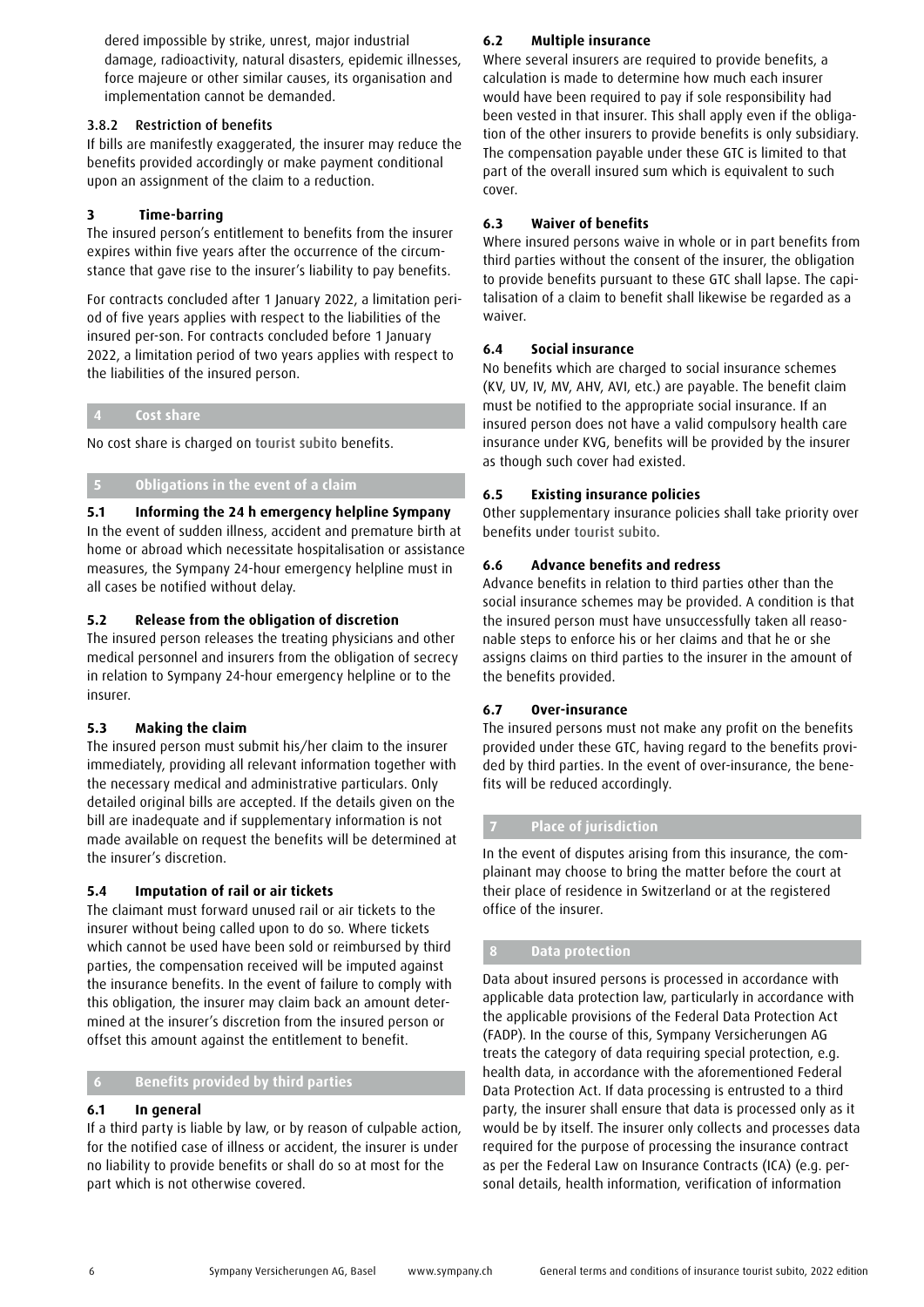dered impossible by strike, unrest, major industrial damage, radioactivity, natural disasters, epidemic illnesses, force majeure or other similar causes, its organisation and implementation cannot be demanded.

#### 3.8.2 Restriction of benefits

If bills are manifestly exaggerated, the insurer may reduce the benefits provided accordingly or make payment conditional upon an assignment of the claim to a reduction.

### 3 Time-barring

The insured person's entitlement to benefits from the insurer expires within five years after the occurrence of the circumstance that gave rise to the insurer's liability to pay benefits.

For contracts concluded after 1 January 2022, a limitation period of five years applies with respect to the liabilities of the insured per-son. For contracts concluded before 1 January 2022, a limitation period of two years applies with respect to the liabilities of the insured person.

## 4 Cost share

No cost share is charged on tourist subito benefits.

## 5 Obligations in the event of a claim

### 5.1 Informing the 24 h emergency helpline Sympany

In the event of sudden illness, accident and premature birth at home or abroad which necessitate hospitalisation or assistance measures, the Sympany 24-hour emergency helpline must in all cases be notified without delay.

### 5.2 Release from the obligation of discretion

The insured person releases the treating physicians and other medical personnel and insurers from the obligation of secrecy in relation to Sympany 24-hour emergency helpline or to the insurer.

### 5.3 Making the claim

The insured person must submit his/her claim to the insurer immediately, providing all relevant information together with the necessary medical and administrative particulars. Only detailed original bills are accepted. If the details given on the bill are inadequate and if supplementary information is not made available on request the benefits will be determined at the insurer's discretion.

### 5.4 Imputation of rail or air tickets

The claimant must forward unused rail or air tickets to the insurer without being called upon to do so. Where tickets which cannot be used have been sold or reimbursed by third parties, the compensation received will be imputed against the insurance benefits. In the event of failure to comply with this obligation, the insurer may claim back an amount determined at the insurer's discretion from the insured person or offset this amount against the entitlement to benefit.

## 6 Benefits provided by third parties

### 6.1 In general

If a third party is liable by law, or by reason of culpable action, for the notified case of illness or accident, the insurer is under no liability to provide benefits or shall do so at most for the part which is not otherwise covered.

### 6.2 Multiple insurance

Where several insurers are required to provide benefits, a calculation is made to determine how much each insurer would have been required to pay if sole responsibility had been vested in that insurer. This shall apply even if the obligation of the other insurers to provide benefits is only subsidiary. The compensation payable under these GTC is limited to that part of the overall insured sum which is equivalent to such cover.

### 6.3 Waiver of benefits

Where insured persons waive in whole or in part benefits from third parties without the consent of the insurer, the obligation to provide benefits pursuant to these GTC shall lapse. The capitalisation of a claim to benefit shall likewise be regarded as a waiver.

### 6.4 Social insurance

No benefits which are charged to social insurance schemes (KV, UV, IV, MV, AHV, AVI, etc.) are payable. The benefit claim must be notified to the appropriate social insurance. If an insured person does not have a valid compulsory health care insurance under KVG, benefits will be provided by the insurer as though such cover had existed.

### 6.5 Existing insurance policies

Other supplementary insurance policies shall take priority over benefits under tourist subito.

### 6.6 Advance benefits and redress

Advance benefits in relation to third parties other than the social insurance schemes may be provided. A condition is that the insured person must have unsuccessfully taken all reasonable steps to enforce his or her claims and that he or she assigns claims on third parties to the insurer in the amount of the benefits provided.

### 6.7 Over-insurance

The insured persons must not make any profit on the benefits provided under these GTC, having regard to the benefits provided by third parties. In the event of over-insurance, the benefits will be reduced accordingly.

## 7 Place of jurisdiction

In the event of disputes arising from this insurance, the complainant may choose to bring the matter before the court at their place of residence in Switzerland or at the registered office of the insurer.

## 8 Data protection

Data about insured persons is processed in accordance with applicable data protection law, particularly in accordance with the applicable provisions of the Federal Data Protection Act (FADP). In the course of this, Sympany Versicherungen AG treats the category of data requiring special protection, e.g. health data, in accordance with the aforementioned Federal Data Protection Act. If data processing is entrusted to a third party, the insurer shall ensure that data is processed only as it would be by itself. The insurer only collects and processes data required for the purpose of processing the insurance contract as per the Federal Law on Insurance Contracts (ICA) (e.g. personal details, health information, verification of information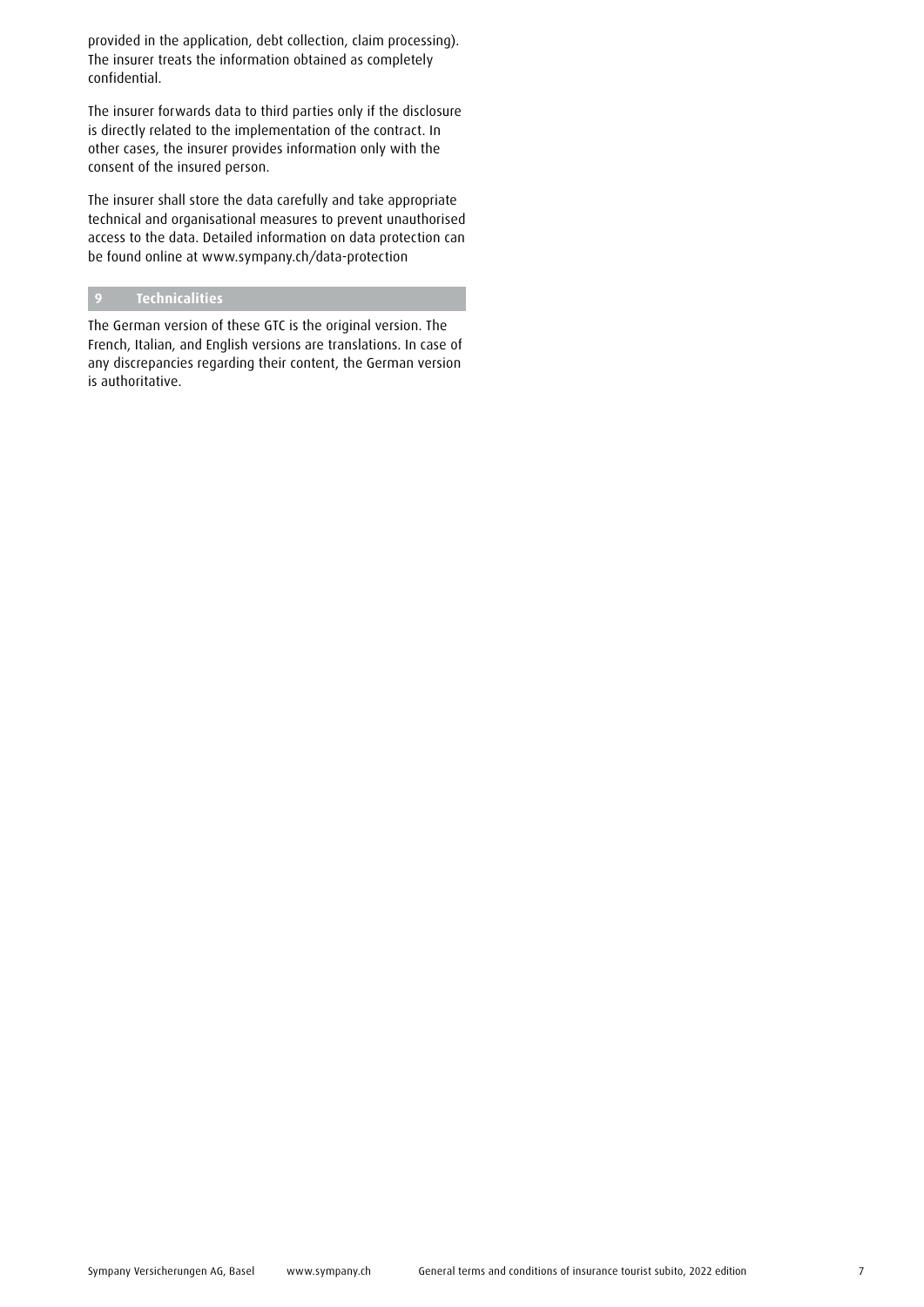provided in the application, debt collection, claim processing). The insurer treats the information obtained as completely confidential.

The insurer forwards data to third parties only if the disclosure is directly related to the implementation of the contract. In other cases, the insurer provides information only with the consent of the insured person.

The insurer shall store the data carefully and take appropriate technical and organisational measures to prevent unauthorised access to the data. Detailed information on data protection can be found online at www.sympany.ch/data-protection

## 9 Technicalities

The German version of these GTC is the original version. The French, Italian, and English versions are translations. In case of any discrepancies regarding their content, the German version is authoritative.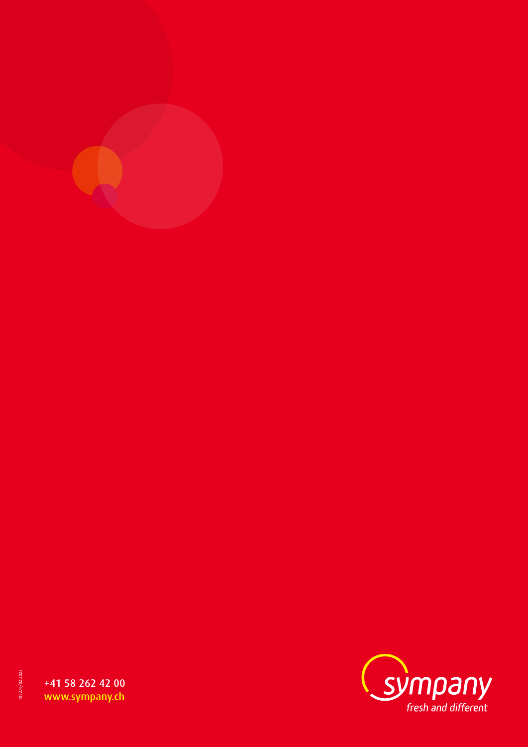+41 58 262 42 00
www.sympany.ch

1052/e/02.2022

sympany
fresh and different